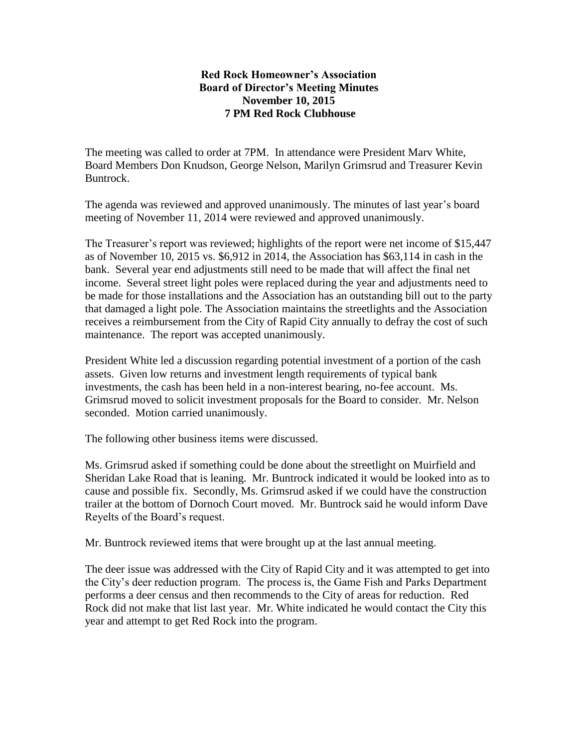**Red Rock Homeowner's Association**
**Board of Director's Meeting Minutes**
**November 10, 2015**
**7 PM Red Rock Clubhouse**

The meeting was called to order at 7PM. In attendance were President Marv White, Board Members Don Knudson, George Nelson, Marilyn Grimsrud and Treasurer Kevin Buntrock.

The agenda was reviewed and approved unanimously. The minutes of last year's board meeting of November 11, 2014 were reviewed and approved unanimously.

The Treasurer's report was reviewed; highlights of the report were net income of $15,447 as of November 10, 2015 vs. $6,912 in 2014, the Association has $63,114 in cash in the bank. Several year end adjustments still need to be made that will affect the final net income. Several street light poles were replaced during the year and adjustments need to be made for those installations and the Association has an outstanding bill out to the party that damaged a light pole. The Association maintains the streetlights and the Association receives a reimbursement from the City of Rapid City annually to defray the cost of such maintenance. The report was accepted unanimously.

President White led a discussion regarding potential investment of a portion of the cash assets. Given low returns and investment length requirements of typical bank investments, the cash has been held in a non-interest bearing, no-fee account. Ms. Grimsrud moved to solicit investment proposals for the Board to consider. Mr. Nelson seconded. Motion carried unanimously.

The following other business items were discussed.

Ms. Grimsrud asked if something could be done about the streetlight on Muirfield and Sheridan Lake Road that is leaning. Mr. Buntrock indicated it would be looked into as to cause and possible fix. Secondly, Ms. Grimsrud asked if we could have the construction trailer at the bottom of Dornoch Court moved. Mr. Buntrock said he would inform Dave Reyelts of the Board's request.

Mr. Buntrock reviewed items that were brought up at the last annual meeting.

The deer issue was addressed with the City of Rapid City and it was attempted to get into the City's deer reduction program. The process is, the Game Fish and Parks Department performs a deer census and then recommends to the City of areas for reduction. Red Rock did not make that list last year. Mr. White indicated he would contact the City this year and attempt to get Red Rock into the program.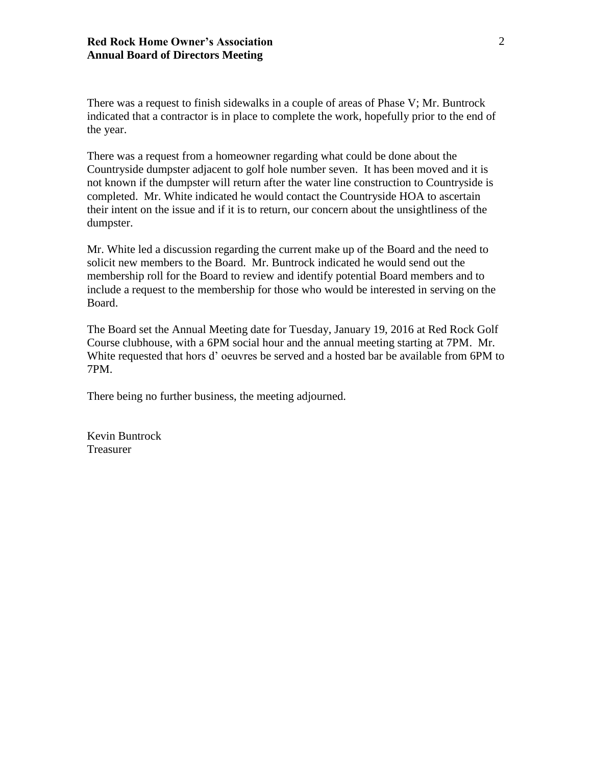There was a request to finish sidewalks in a couple of areas of Phase V; Mr. Buntrock indicated that a contractor is in place to complete the work, hopefully prior to the end of the year.

There was a request from a homeowner regarding what could be done about the Countryside dumpster adjacent to golf hole number seven. It has been moved and it is not known if the dumpster will return after the water line construction to Countryside is completed. Mr. White indicated he would contact the Countryside HOA to ascertain their intent on the issue and if it is to return, our concern about the unsightliness of the dumpster.

Mr. White led a discussion regarding the current make up of the Board and the need to solicit new members to the Board. Mr. Buntrock indicated he would send out the membership roll for the Board to review and identify potential Board members and to include a request to the membership for those who would be interested in serving on the Board.

The Board set the Annual Meeting date for Tuesday, January 19, 2016 at Red Rock Golf Course clubhouse, with a 6PM social hour and the annual meeting starting at 7PM. Mr. White requested that hors d' oeuvres be served and a hosted bar be available from 6PM to 7PM.

There being no further business, the meeting adjourned.

Kevin Buntrock
Treasurer